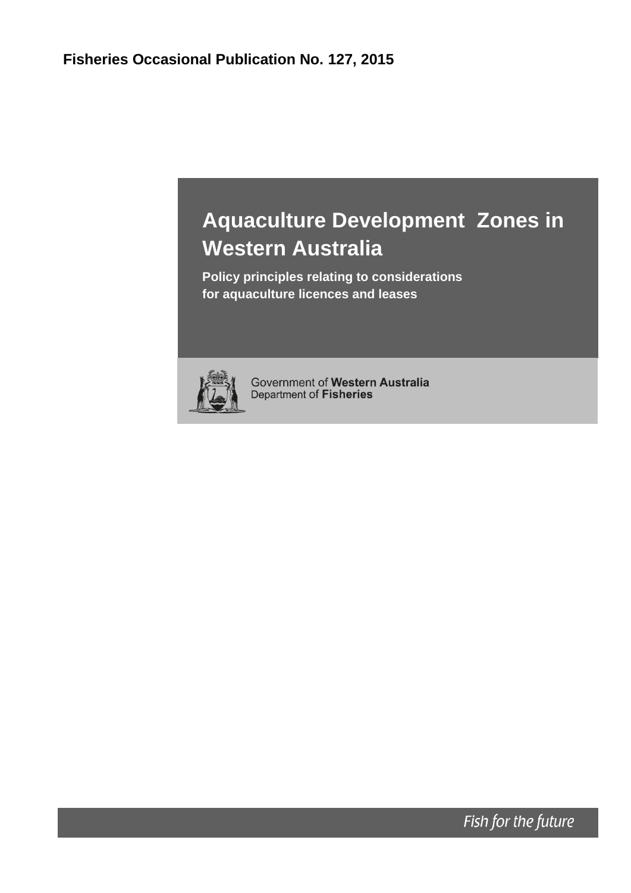**Fisheries Occasional Publication No. 127, 2015**

# Aquaculture Development Zones in Western Australia

**Policy principles relating to considerations for aquaculture licences and leases**

Government of **Western Australia**
Department of **Fisheries**

*Fish for the future*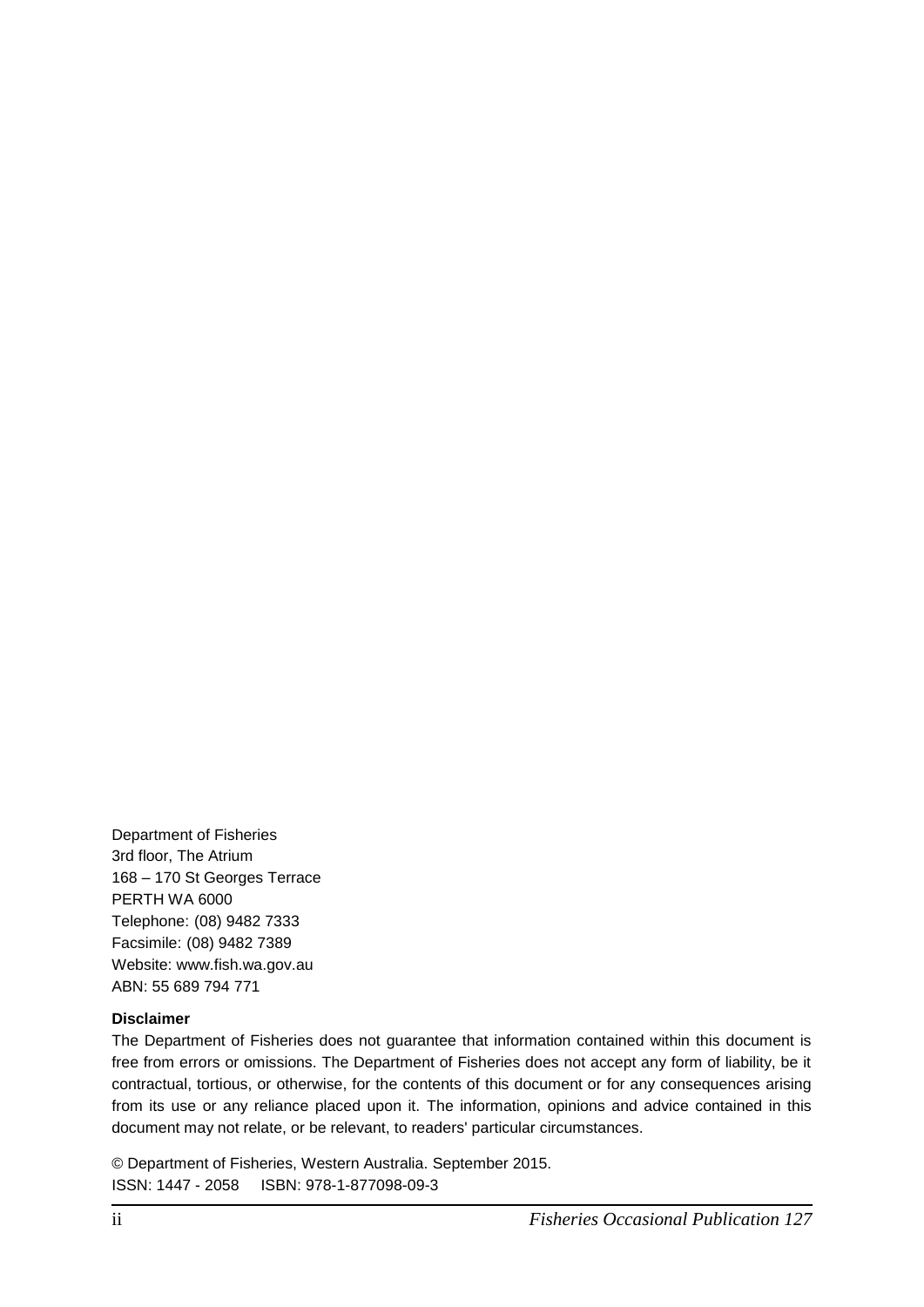Department of Fisheries
3rd floor, The Atrium
168 – 170 St Georges Terrace
PERTH WA 6000
Telephone: (08) 9482 7333
Facsimile: (08) 9482 7389
Website: www.fish.wa.gov.au
ABN: 55 689 794 771

**Disclaimer**

The Department of Fisheries does not guarantee that information contained within this document is free from errors or omissions. The Department of Fisheries does not accept any form of liability, be it contractual, tortious, or otherwise, for the contents of this document or for any consequences arising from its use or any reliance placed upon it. The information, opinions and advice contained in this document may not relate, or be relevant, to readers' particular circumstances.

© Department of Fisheries, Western Australia. September 2015.
ISSN: 1447 - 2058 ISBN: 978-1-877098-09-3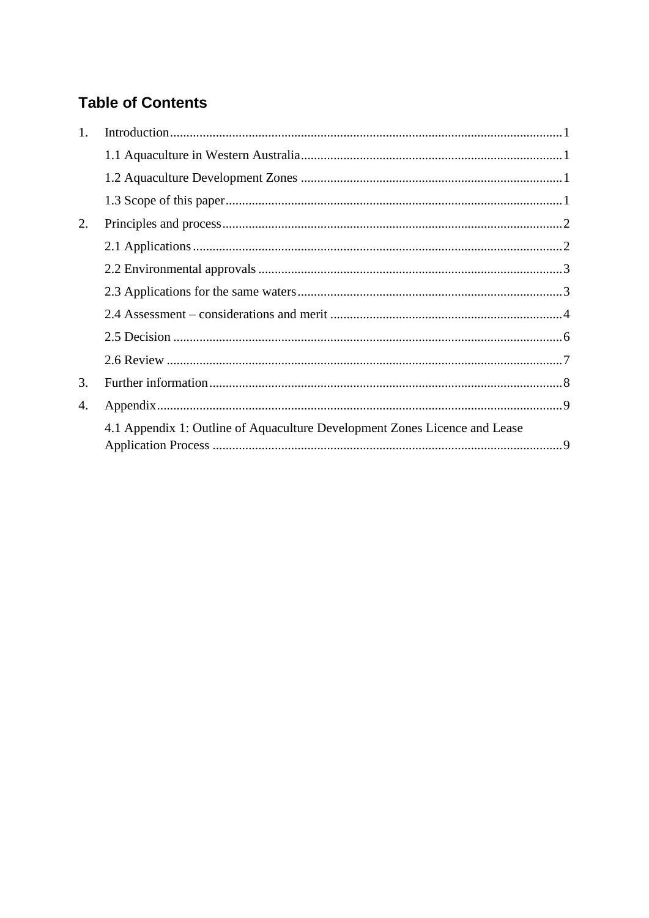## Table of Contents

1. Introduction ..... 1
    - 1.1 Aquaculture in Western Australia ..... 1
    - 1.2 Aquaculture Development Zones ..... 1
    - 1.3 Scope of this paper ..... 1
2. Principles and process ..... 2
    - 2.1 Applications ..... 2
    - 2.2 Environmental approvals ..... 3
    - 2.3 Applications for the same waters ..... 3
    - 2.4 Assessment – considerations and merit ..... 4
    - 2.5 Decision ..... 6
    - 2.6 Review ..... 7
3. Further information ..... 8
4. Appendix ..... 9
    - 4.1 Appendix 1: Outline of Aquaculture Development Zones Licence and Lease Application Process ..... 9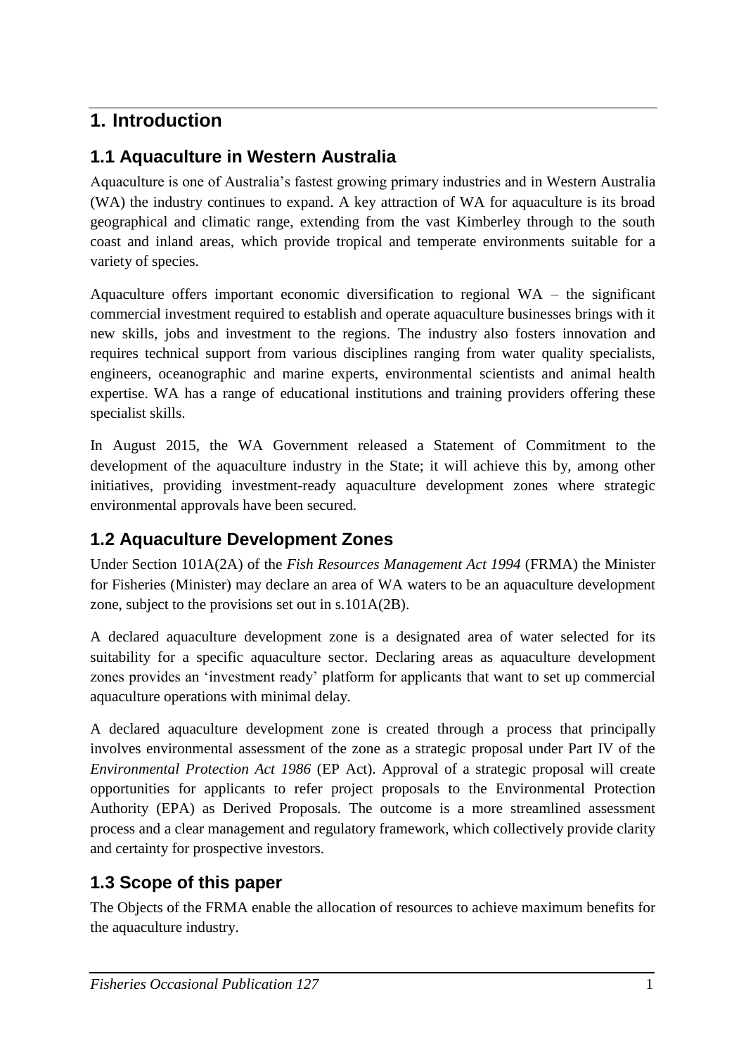# 1. Introduction

## 1.1 Aquaculture in Western Australia

Aquaculture is one of Australia's fastest growing primary industries and in Western Australia (WA) the industry continues to expand. A key attraction of WA for aquaculture is its broad geographical and climatic range, extending from the vast Kimberley through to the south coast and inland areas, which provide tropical and temperate environments suitable for a variety of species.

Aquaculture offers important economic diversification to regional WA – the significant commercial investment required to establish and operate aquaculture businesses brings with it new skills, jobs and investment to the regions. The industry also fosters innovation and requires technical support from various disciplines ranging from water quality specialists, engineers, oceanographic and marine experts, environmental scientists and animal health expertise. WA has a range of educational institutions and training providers offering these specialist skills.

In August 2015, the WA Government released a Statement of Commitment to the development of the aquaculture industry in the State; it will achieve this by, among other initiatives, providing investment-ready aquaculture development zones where strategic environmental approvals have been secured.

## 1.2 Aquaculture Development Zones

Under Section 101A(2A) of the *Fish Resources Management Act 1994* (FRMA) the Minister for Fisheries (Minister) may declare an area of WA waters to be an aquaculture development zone, subject to the provisions set out in s.101A(2B).

A declared aquaculture development zone is a designated area of water selected for its suitability for a specific aquaculture sector. Declaring areas as aquaculture development zones provides an 'investment ready' platform for applicants that want to set up commercial aquaculture operations with minimal delay.

A declared aquaculture development zone is created through a process that principally involves environmental assessment of the zone as a strategic proposal under Part IV of the *Environmental Protection Act 1986* (EP Act). Approval of a strategic proposal will create opportunities for applicants to refer project proposals to the Environmental Protection Authority (EPA) as Derived Proposals. The outcome is a more streamlined assessment process and a clear management and regulatory framework, which collectively provide clarity and certainty for prospective investors.

## 1.3 Scope of this paper

The Objects of the FRMA enable the allocation of resources to achieve maximum benefits for the aquaculture industry.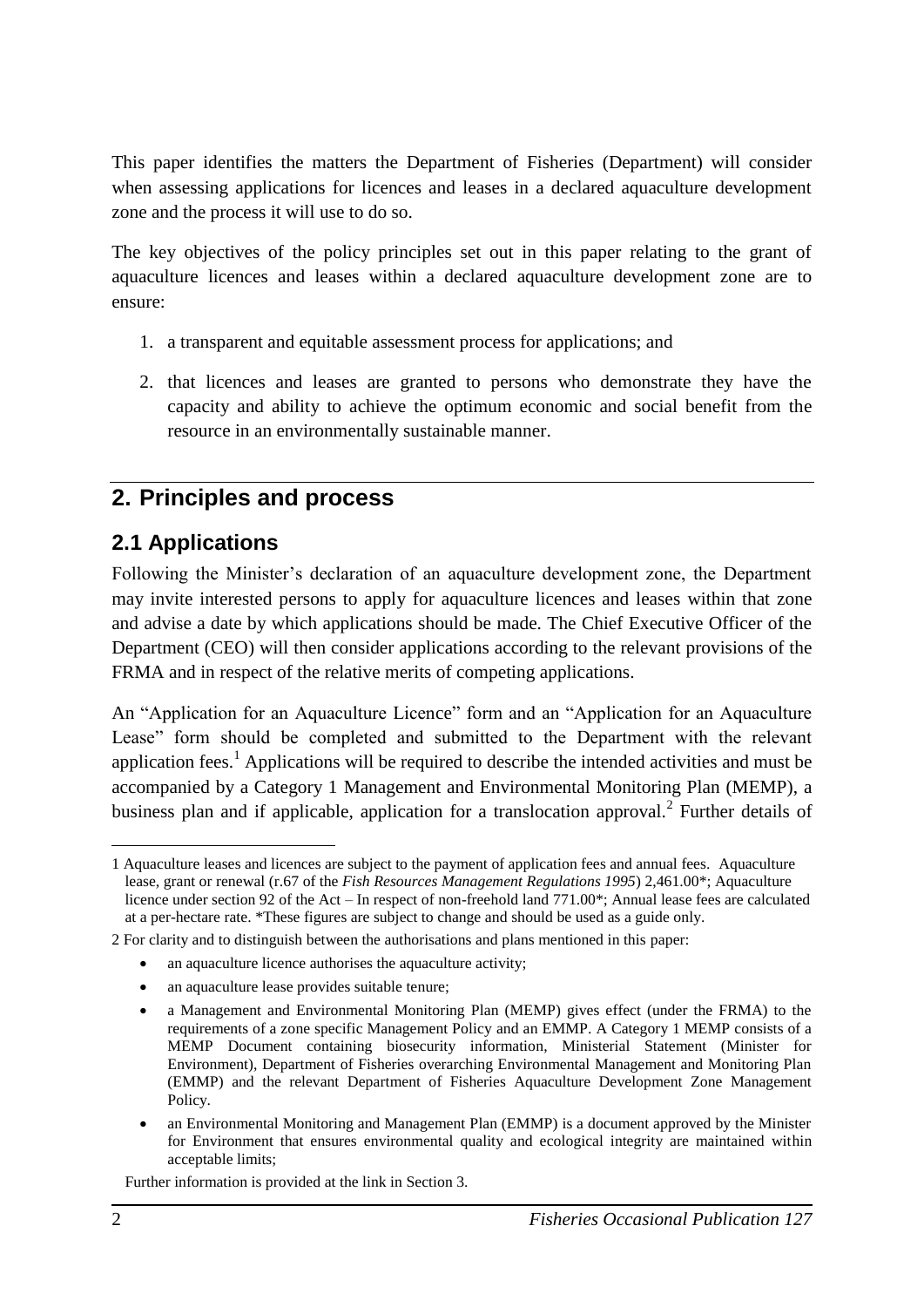This paper identifies the matters the Department of Fisheries (Department) will consider when assessing applications for licences and leases in a declared aquaculture development zone and the process it will use to do so.

The key objectives of the policy principles set out in this paper relating to the grant of aquaculture licences and leases within a declared aquaculture development zone are to ensure:

1. a transparent and equitable assessment process for applications; and
2. that licences and leases are granted to persons who demonstrate they have the capacity and ability to achieve the optimum economic and social benefit from the resource in an environmentally sustainable manner.

## 2. Principles and process

### 2.1 Applications

Following the Minister's declaration of an aquaculture development zone, the Department may invite interested persons to apply for aquaculture licences and leases within that zone and advise a date by which applications should be made. The Chief Executive Officer of the Department (CEO) will then consider applications according to the relevant provisions of the FRMA and in respect of the relative merits of competing applications.

An "Application for an Aquaculture Licence" form and an "Application for an Aquaculture Lease" form should be completed and submitted to the Department with the relevant application fees.[1] Applications will be required to describe the intended activities and must be accompanied by a Category 1 Management and Environmental Monitoring Plan (MEMP), a business plan and if applicable, application for a translocation approval.[2] Further details of

---

1 Aquaculture leases and licences are subject to the payment of application fees and annual fees. Aquaculture lease, grant or renewal (r.67 of the *Fish Resources Management Regulations 1995*) 2,461.00*; Aquaculture licence under section 92 of the Act – In respect of non-freehold land 771.00*; Annual lease fees are calculated at a per-hectare rate. *These figures are subject to change and should be used as a guide only.

2 For clarity and to distinguish between the authorisations and plans mentioned in this paper:

- an aquaculture licence authorises the aquaculture activity;
- an aquaculture lease provides suitable tenure;
- a Management and Environmental Monitoring Plan (MEMP) gives effect (under the FRMA) to the requirements of a zone specific Management Policy and an EMMP. A Category 1 MEMP consists of a MEMP Document containing biosecurity information, Ministerial Statement (Minister for Environment), Department of Fisheries overarching Environmental Management and Monitoring Plan (EMMP) and the relevant Department of Fisheries Aquaculture Development Zone Management Policy.
- an Environmental Monitoring and Management Plan (EMMP) is a document approved by the Minister for Environment that ensures environmental quality and ecological integrity are maintained within acceptable limits;

Further information is provided at the link in Section 3.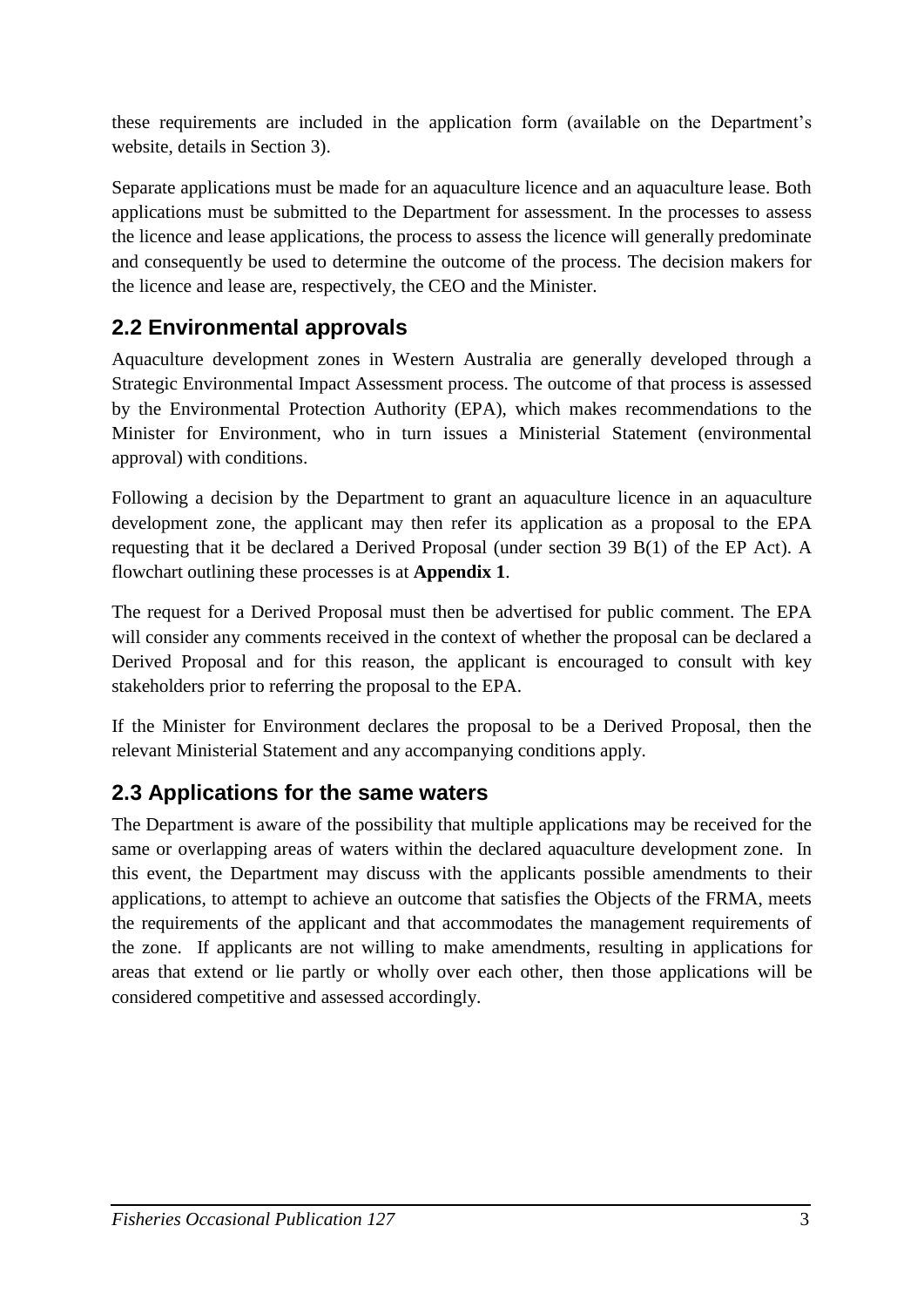these requirements are included in the application form (available on the Department's website, details in Section 3).

Separate applications must be made for an aquaculture licence and an aquaculture lease. Both applications must be submitted to the Department for assessment. In the processes to assess the licence and lease applications, the process to assess the licence will generally predominate and consequently be used to determine the outcome of the process. The decision makers for the licence and lease are, respectively, the CEO and the Minister.

## 2.2 Environmental approvals

Aquaculture development zones in Western Australia are generally developed through a Strategic Environmental Impact Assessment process. The outcome of that process is assessed by the Environmental Protection Authority (EPA), which makes recommendations to the Minister for Environment, who in turn issues a Ministerial Statement (environmental approval) with conditions.

Following a decision by the Department to grant an aquaculture licence in an aquaculture development zone, the applicant may then refer its application as a proposal to the EPA requesting that it be declared a Derived Proposal (under section 39 B(1) of the EP Act). A flowchart outlining these processes is at **Appendix 1**.

The request for a Derived Proposal must then be advertised for public comment. The EPA will consider any comments received in the context of whether the proposal can be declared a Derived Proposal and for this reason, the applicant is encouraged to consult with key stakeholders prior to referring the proposal to the EPA.

If the Minister for Environment declares the proposal to be a Derived Proposal, then the relevant Ministerial Statement and any accompanying conditions apply.

## 2.3 Applications for the same waters

The Department is aware of the possibility that multiple applications may be received for the same or overlapping areas of waters within the declared aquaculture development zone. In this event, the Department may discuss with the applicants possible amendments to their applications, to attempt to achieve an outcome that satisfies the Objects of the FRMA, meets the requirements of the applicant and that accommodates the management requirements of the zone. If applicants are not willing to make amendments, resulting in applications for areas that extend or lie partly or wholly over each other, then those applications will be considered competitive and assessed accordingly.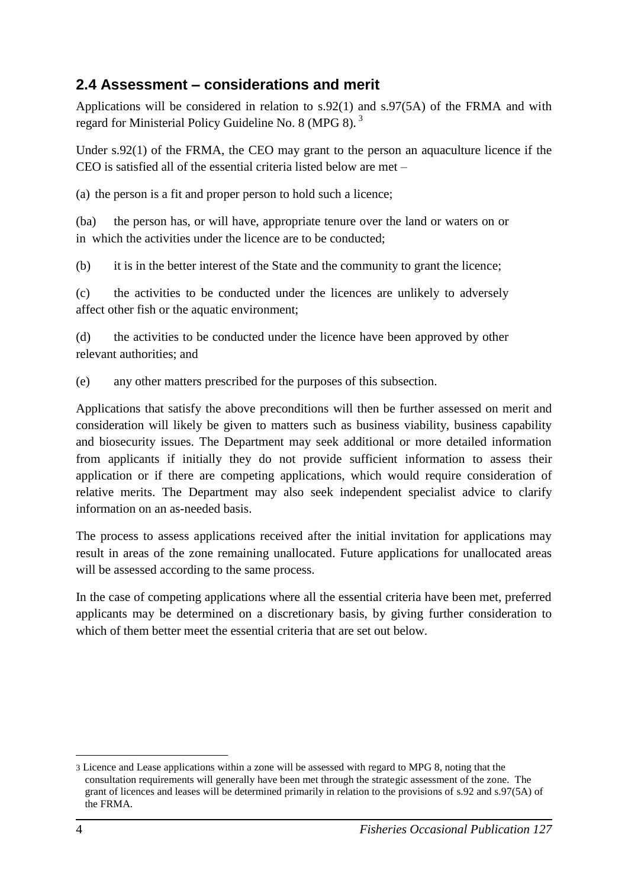## 2.4 Assessment – considerations and merit

Applications will be considered in relation to s.92(1) and s.97(5A) of the FRMA and with regard for Ministerial Policy Guideline No. 8 (MPG 8).[3]

Under s.92(1) of the FRMA, the CEO may grant to the person an aquaculture licence if the CEO is satisfied all of the essential criteria listed below are met –

(a) the person is a fit and proper person to hold such a licence;

(ba) the person has, or will have, appropriate tenure over the land or waters on or in which the activities under the licence are to be conducted;

(b) it is in the better interest of the State and the community to grant the licence;

(c) the activities to be conducted under the licences are unlikely to adversely affect other fish or the aquatic environment;

(d) the activities to be conducted under the licence have been approved by other relevant authorities; and

(e) any other matters prescribed for the purposes of this subsection.

Applications that satisfy the above preconditions will then be further assessed on merit and consideration will likely be given to matters such as business viability, business capability and biosecurity issues. The Department may seek additional or more detailed information from applicants if initially they do not provide sufficient information to assess their application or if there are competing applications, which would require consideration of relative merits. The Department may also seek independent specialist advice to clarify information on an as-needed basis.

The process to assess applications received after the initial invitation for applications may result in areas of the zone remaining unallocated. Future applications for unallocated areas will be assessed according to the same process.

In the case of competing applications where all the essential criteria have been met, preferred applicants may be determined on a discretionary basis, by giving further consideration to which of them better meet the essential criteria that are set out below.

---

[3] Licence and Lease applications within a zone will be assessed with regard to MPG 8, noting that the consultation requirements will generally have been met through the strategic assessment of the zone. The grant of licences and leases will be determined primarily in relation to the provisions of s.92 and s.97(5A) of the FRMA.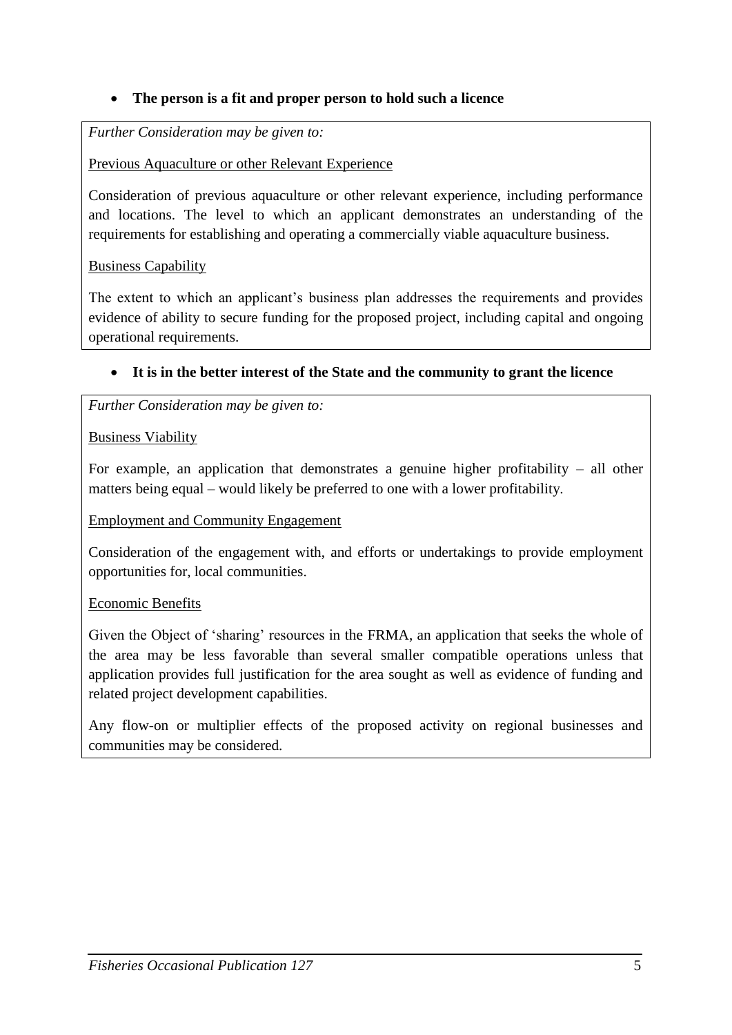- **The person is a fit and proper person to hold such a licence**

*Further Consideration may be given to:*

Previous Aquaculture or other Relevant Experience

Consideration of previous aquaculture or other relevant experience, including performance and locations. The level to which an applicant demonstrates an understanding of the requirements for establishing and operating a commercially viable aquaculture business.

Business Capability

The extent to which an applicant's business plan addresses the requirements and provides evidence of ability to secure funding for the proposed project, including capital and ongoing operational requirements.

- **It is in the better interest of the State and the community to grant the licence**

*Further Consideration may be given to:*

Business Viability

For example, an application that demonstrates a genuine higher profitability – all other matters being equal – would likely be preferred to one with a lower profitability.

Employment and Community Engagement

Consideration of the engagement with, and efforts or undertakings to provide employment opportunities for, local communities.

Economic Benefits

Given the Object of 'sharing' resources in the FRMA, an application that seeks the whole of the area may be less favorable than several smaller compatible operations unless that application provides full justification for the area sought as well as evidence of funding and related project development capabilities.

Any flow-on or multiplier effects of the proposed activity on regional businesses and communities may be considered.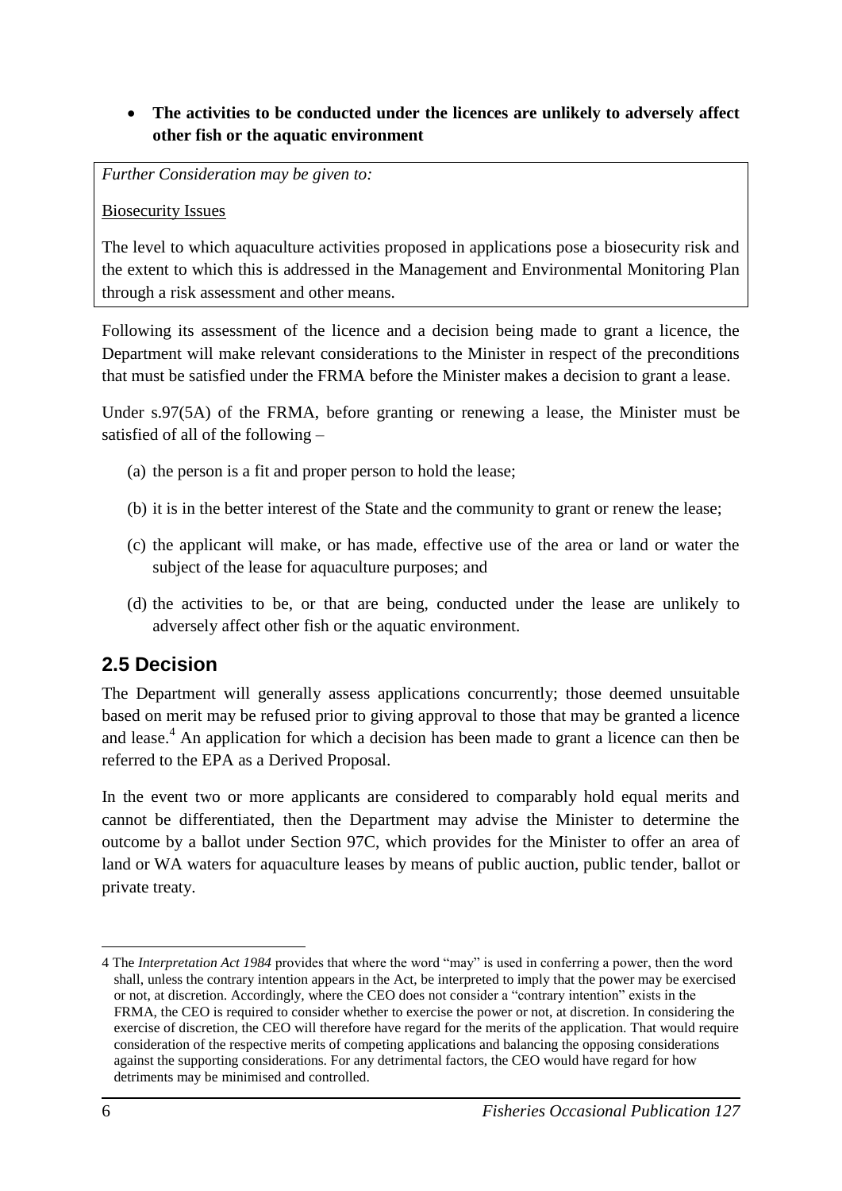- **The activities to be conducted under the licences are unlikely to adversely affect other fish or the aquatic environment**

> *Further Consideration may be given to:*
>
> Biosecurity Issues
>
> The level to which aquaculture activities proposed in applications pose a biosecurity risk and the extent to which this is addressed in the Management and Environmental Monitoring Plan through a risk assessment and other means.

Following its assessment of the licence and a decision being made to grant a licence, the Department will make relevant considerations to the Minister in respect of the preconditions that must be satisfied under the FRMA before the Minister makes a decision to grant a lease.

Under s.97(5A) of the FRMA, before granting or renewing a lease, the Minister must be satisfied of all of the following –

(a) the person is a fit and proper person to hold the lease;

(b) it is in the better interest of the State and the community to grant or renew the lease;

(c) the applicant will make, or has made, effective use of the area or land or water the subject of the lease for aquaculture purposes; and

(d) the activities to be, or that are being, conducted under the lease are unlikely to adversely affect other fish or the aquatic environment.

## 2.5 Decision

The Department will generally assess applications concurrently; those deemed unsuitable based on merit may be refused prior to giving approval to those that may be granted a licence and lease.[4] An application for which a decision has been made to grant a licence can then be referred to the EPA as a Derived Proposal.

In the event two or more applicants are considered to comparably hold equal merits and cannot be differentiated, then the Department may advise the Minister to determine the outcome by a ballot under Section 97C, which provides for the Minister to offer an area of land or WA waters for aquaculture leases by means of public auction, public tender, ballot or private treaty.

---

4 The *Interpretation Act 1984* provides that where the word "may" is used in conferring a power, then the word shall, unless the contrary intention appears in the Act, be interpreted to imply that the power may be exercised or not, at discretion. Accordingly, where the CEO does not consider a "contrary intention" exists in the FRMA, the CEO is required to consider whether to exercise the power or not, at discretion. In considering the exercise of discretion, the CEO will therefore have regard for the merits of the application. That would require consideration of the respective merits of competing applications and balancing the opposing considerations against the supporting considerations. For any detrimental factors, the CEO would have regard for how detriments may be minimised and controlled.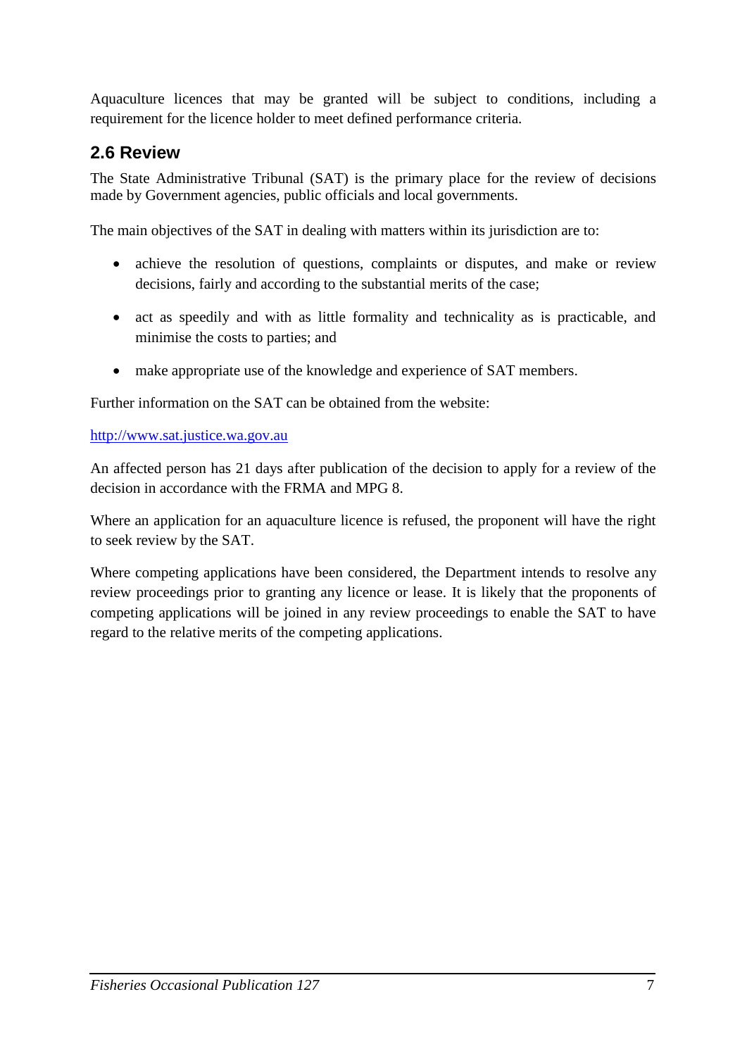Aquaculture licences that may be granted will be subject to conditions, including a requirement for the licence holder to meet defined performance criteria.

## 2.6 Review

The State Administrative Tribunal (SAT) is the primary place for the review of decisions made by Government agencies, public officials and local governments.

The main objectives of the SAT in dealing with matters within its jurisdiction are to:

- achieve the resolution of questions, complaints or disputes, and make or review decisions, fairly and according to the substantial merits of the case;
- act as speedily and with as little formality and technicality as is practicable, and minimise the costs to parties; and
- make appropriate use of the knowledge and experience of SAT members.

Further information on the SAT can be obtained from the website:

http://www.sat.justice.wa.gov.au

An affected person has 21 days after publication of the decision to apply for a review of the decision in accordance with the FRMA and MPG 8.

Where an application for an aquaculture licence is refused, the proponent will have the right to seek review by the SAT.

Where competing applications have been considered, the Department intends to resolve any review proceedings prior to granting any licence or lease. It is likely that the proponents of competing applications will be joined in any review proceedings to enable the SAT to have regard to the relative merits of the competing applications.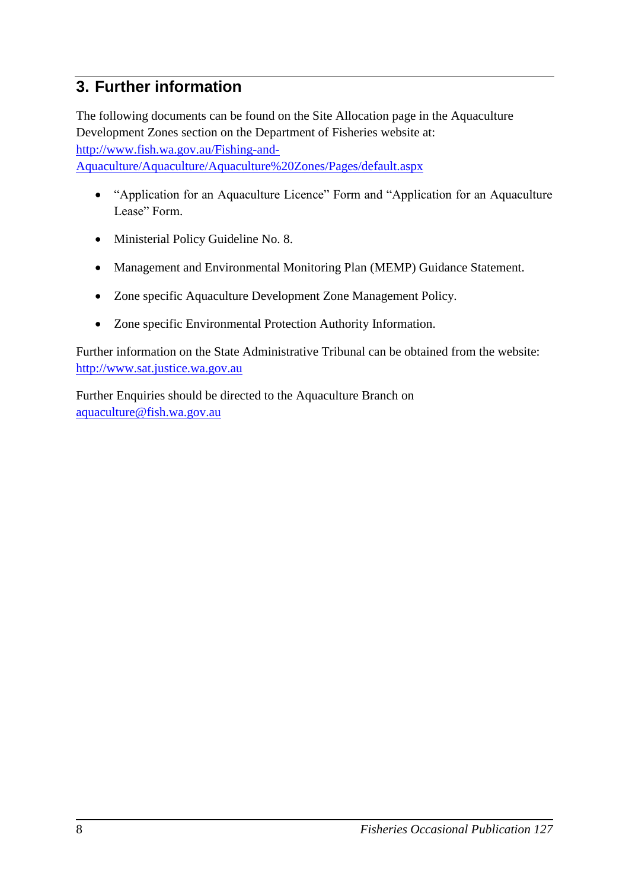## 3. Further information

The following documents can be found on the Site Allocation page in the Aquaculture Development Zones section on the Department of Fisheries website at: http://www.fish.wa.gov.au/Fishing-and-Aquaculture/Aquaculture/Aquaculture%20Zones/Pages/default.aspx

- “Application for an Aquaculture Licence” Form and “Application for an Aquaculture Lease” Form.
- Ministerial Policy Guideline No. 8.
- Management and Environmental Monitoring Plan (MEMP) Guidance Statement.
- Zone specific Aquaculture Development Zone Management Policy.
- Zone specific Environmental Protection Authority Information.

Further information on the State Administrative Tribunal can be obtained from the website: http://www.sat.justice.wa.gov.au

Further Enquiries should be directed to the Aquaculture Branch on aquaculture@fish.wa.gov.au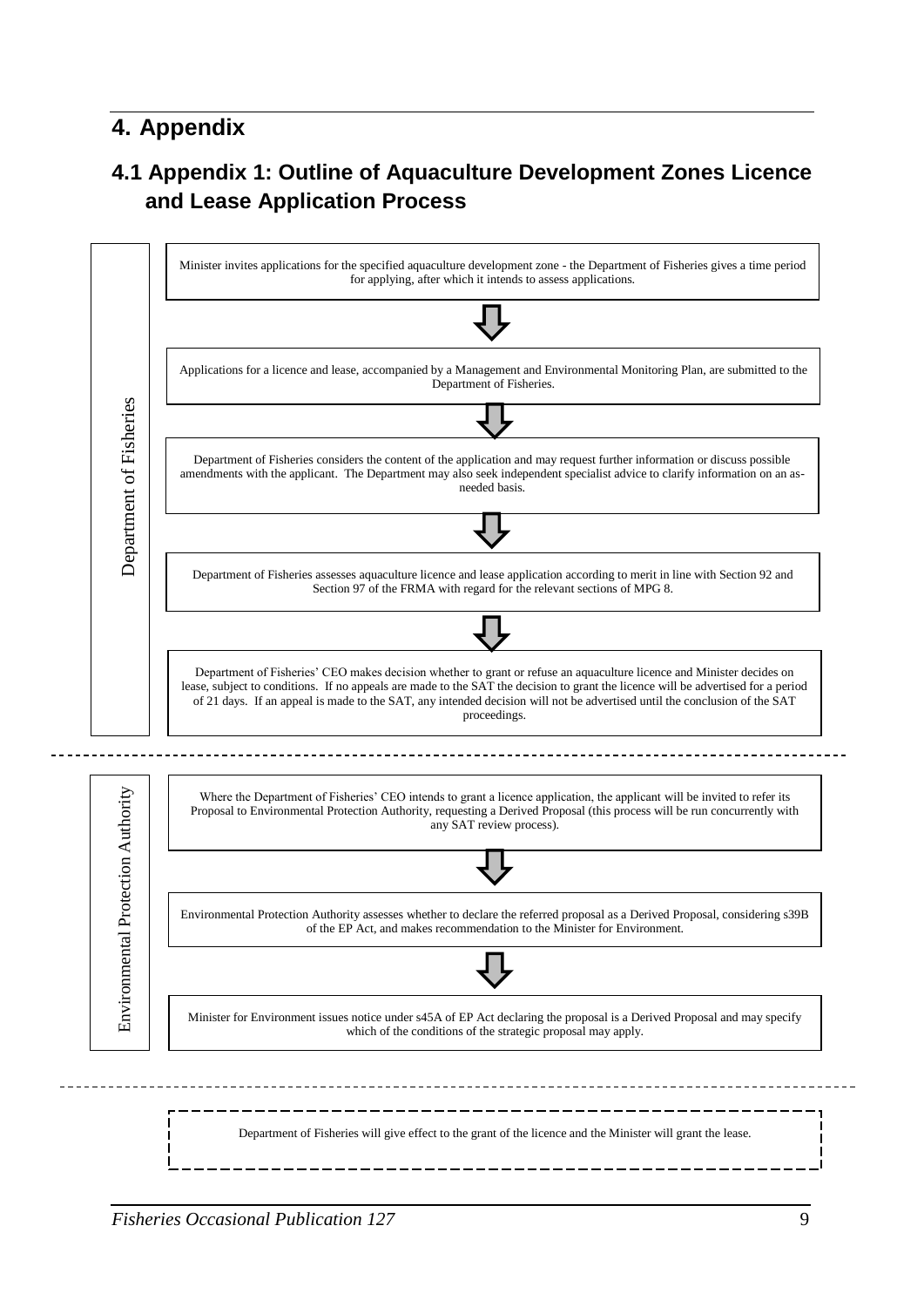# 4. Appendix

## 4.1 Appendix 1: Outline of Aquaculture Development Zones Licence and Lease Application Process

Department of Fisheries

Minister invites applications for the specified aquaculture development zone - the Department of Fisheries gives a time period for applying, after which it intends to assess applications.

Applications for a licence and lease, accompanied by a Management and Environmental Monitoring Plan, are submitted to the Department of Fisheries.

Department of Fisheries considers the content of the application and may request further information or discuss possible amendments with the applicant. The Department may also seek independent specialist advice to clarify information on an as-needed basis.

Department of Fisheries assesses aquaculture licence and lease application according to merit in line with Section 92 and Section 97 of the FRMA with regard for the relevant sections of MPG 8.

Department of Fisheries' CEO makes decision whether to grant or refuse an aquaculture licence and Minister decides on lease, subject to conditions. If no appeals are made to the SAT the decision to grant the licence will be advertised for a period of 21 days. If an appeal is made to the SAT, any intended decision will not be advertised until the conclusion of the SAT proceedings.

Environmental Protection Authority

Where the Department of Fisheries' CEO intends to grant a licence application, the applicant will be invited to refer its Proposal to Environmental Protection Authority, requesting a Derived Proposal (this process will be run concurrently with any SAT review process).

Environmental Protection Authority assesses whether to declare the referred proposal as a Derived Proposal, considering s39B of the EP Act, and makes recommendation to the Minister for Environment.

Minister for Environment issues notice under s45A of EP Act declaring the proposal is a Derived Proposal and may specify which of the conditions of the strategic proposal may apply.

Department of Fisheries will give effect to the grant of the licence and the Minister will grant the lease.